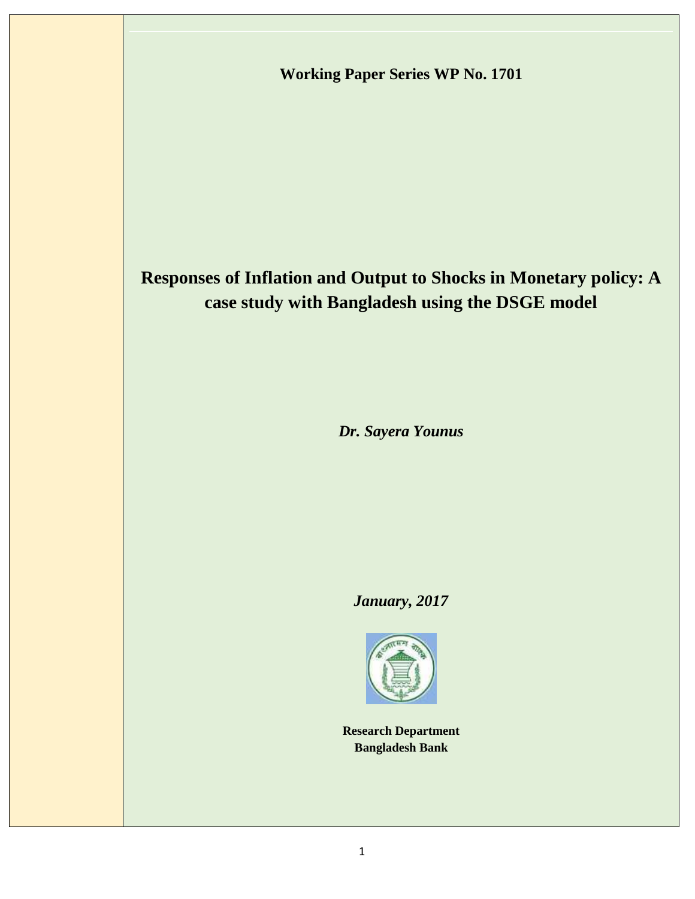**Working Paper Series WP No. 1701**

# Responses of Inflation and Output to Shocks in Monetary policy: A case study with Bangladesh using the DSGE model

***Dr. Sayera Younus***

***January, 2017***

**Research Department**
**Bangladesh Bank**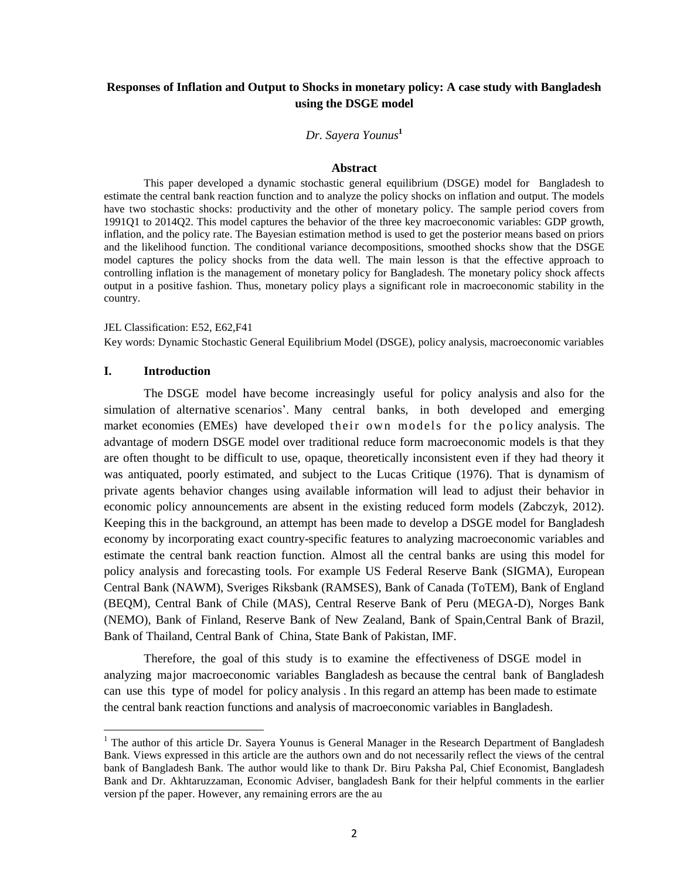# Responses of Inflation and Output to Shocks in monetary policy: A case study with Bangladesh using the DSGE model

*Dr. Sayera Younus*[1]

## Abstract

This paper developed a dynamic stochastic general equilibrium (DSGE) model for Bangladesh to estimate the central bank reaction function and to analyze the policy shocks on inflation and output. The models have two stochastic shocks: productivity and the other of monetary policy. The sample period covers from 1991Q1 to 2014Q2. This model captures the behavior of the three key macroeconomic variables: GDP growth, inflation, and the policy rate. The Bayesian estimation method is used to get the posterior means based on priors and the likelihood function. The conditional variance decompositions, smoothed shocks show that the DSGE model captures the policy shocks from the data well. The main lesson is that the effective approach to controlling inflation is the management of monetary policy for Bangladesh. The monetary policy shock affects output in a positive fashion. Thus, monetary policy plays a significant role in macroeconomic stability in the country.

JEL Classification: E52, E62,F41

Key words: Dynamic Stochastic General Equilibrium Model (DSGE), policy analysis, macroeconomic variables

## I. Introduction

The DSGE model have become increasingly useful for policy analysis and also for the simulation of alternative scenarios'. Many central banks, in both developed and emerging market economies (EMEs) have developed their own models for the policy analysis. The advantage of modern DSGE model over traditional reduce form macroeconomic models is that they are often thought to be difficult to use, opaque, theoretically inconsistent even if they had theory it was antiquated, poorly estimated, and subject to the Lucas Critique (1976). That is dynamism of private agents behavior changes using available information will lead to adjust their behavior in economic policy announcements are absent in the existing reduced form models (Zabczyk, 2012). Keeping this in the background, an attempt has been made to develop a DSGE model for Bangladesh economy by incorporating exact country-specific features to analyzing macroeconomic variables and estimate the central bank reaction function. Almost all the central banks are using this model for policy analysis and forecasting tools. For example US Federal Reserve Bank (SIGMA), European Central Bank (NAWM), Sveriges Riksbank (RAMSES), Bank of Canada (ToTEM), Bank of England (BEQM), Central Bank of Chile (MAS), Central Reserve Bank of Peru (MEGA-D), Norges Bank (NEMO), Bank of Finland, Reserve Bank of New Zealand, Bank of Spain,Central Bank of Brazil, Bank of Thailand, Central Bank of China, State Bank of Pakistan, IMF.

Therefore, the goal of this study is to examine the effectiveness of DSGE model in analyzing major macroeconomic variables Bangladesh as because the central bank of Bangladesh can use this type of model for policy analysis . In this regard an attemp has been made to estimate the central bank reaction functions and analysis of macroeconomic variables in Bangladesh.

---

[1] The author of this article Dr. Sayera Younus is General Manager in the Research Department of Bangladesh Bank. Views expressed in this article are the authors own and do not necessarily reflect the views of the central bank of Bangladesh Bank. The author would like to thank Dr. Biru Paksha Pal, Chief Economist, Bangladesh Bank and Dr. Akhtaruzzaman, Economic Adviser, bangladesh Bank for their helpful comments in the earlier version pf the paper. However, any remaining errors are the au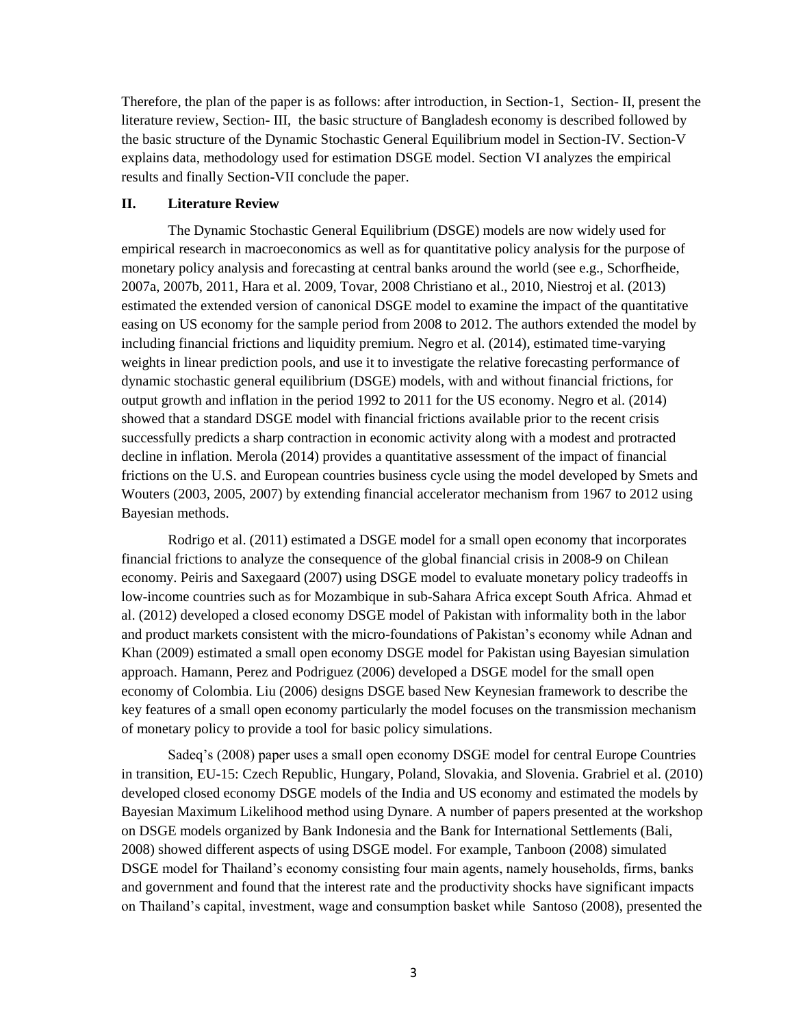Therefore, the plan of the paper is as follows: after introduction, in Section-1, Section- II, present the literature review, Section- III, the basic structure of Bangladesh economy is described followed by the basic structure of the Dynamic Stochastic General Equilibrium model in Section-IV. Section-V explains data, methodology used for estimation DSGE model. Section VI analyzes the empirical results and finally Section-VII conclude the paper.

## II. Literature Review

The Dynamic Stochastic General Equilibrium (DSGE) models are now widely used for empirical research in macroeconomics as well as for quantitative policy analysis for the purpose of monetary policy analysis and forecasting at central banks around the world (see e.g., Schorfheide, 2007a, 2007b, 2011, Hara et al. 2009, Tovar, 2008 Christiano et al., 2010, Niestroj et al. (2013) estimated the extended version of canonical DSGE model to examine the impact of the quantitative easing on US economy for the sample period from 2008 to 2012. The authors extended the model by including financial frictions and liquidity premium. Negro et al. (2014), estimated time-varying weights in linear prediction pools, and use it to investigate the relative forecasting performance of dynamic stochastic general equilibrium (DSGE) models, with and without financial frictions, for output growth and inflation in the period 1992 to 2011 for the US economy. Negro et al. (2014) showed that a standard DSGE model with financial frictions available prior to the recent crisis successfully predicts a sharp contraction in economic activity along with a modest and protracted decline in inflation. Merola (2014) provides a quantitative assessment of the impact of financial frictions on the U.S. and European countries business cycle using the model developed by Smets and Wouters (2003, 2005, 2007) by extending financial accelerator mechanism from 1967 to 2012 using Bayesian methods.

Rodrigo et al. (2011) estimated a DSGE model for a small open economy that incorporates financial frictions to analyze the consequence of the global financial crisis in 2008-9 on Chilean economy. Peiris and Saxegaard (2007) using DSGE model to evaluate monetary policy tradeoffs in low-income countries such as for Mozambique in sub-Sahara Africa except South Africa. Ahmad et al. (2012) developed a closed economy DSGE model of Pakistan with informality both in the labor and product markets consistent with the micro-foundations of Pakistan's economy while Adnan and Khan (2009) estimated a small open economy DSGE model for Pakistan using Bayesian simulation approach. Hamann, Perez and Podriguez (2006) developed a DSGE model for the small open economy of Colombia. Liu (2006) designs DSGE based New Keynesian framework to describe the key features of a small open economy particularly the model focuses on the transmission mechanism of monetary policy to provide a tool for basic policy simulations.

Sadeq's (2008) paper uses a small open economy DSGE model for central Europe Countries in transition, EU-15: Czech Republic, Hungary, Poland, Slovakia, and Slovenia. Grabriel et al. (2010) developed closed economy DSGE models of the India and US economy and estimated the models by Bayesian Maximum Likelihood method using Dynare. A number of papers presented at the workshop on DSGE models organized by Bank Indonesia and the Bank for International Settlements (Bali, 2008) showed different aspects of using DSGE model. For example, Tanboon (2008) simulated DSGE model for Thailand's economy consisting four main agents, namely households, firms, banks and government and found that the interest rate and the productivity shocks have significant impacts on Thailand's capital, investment, wage and consumption basket while Santoso (2008), presented the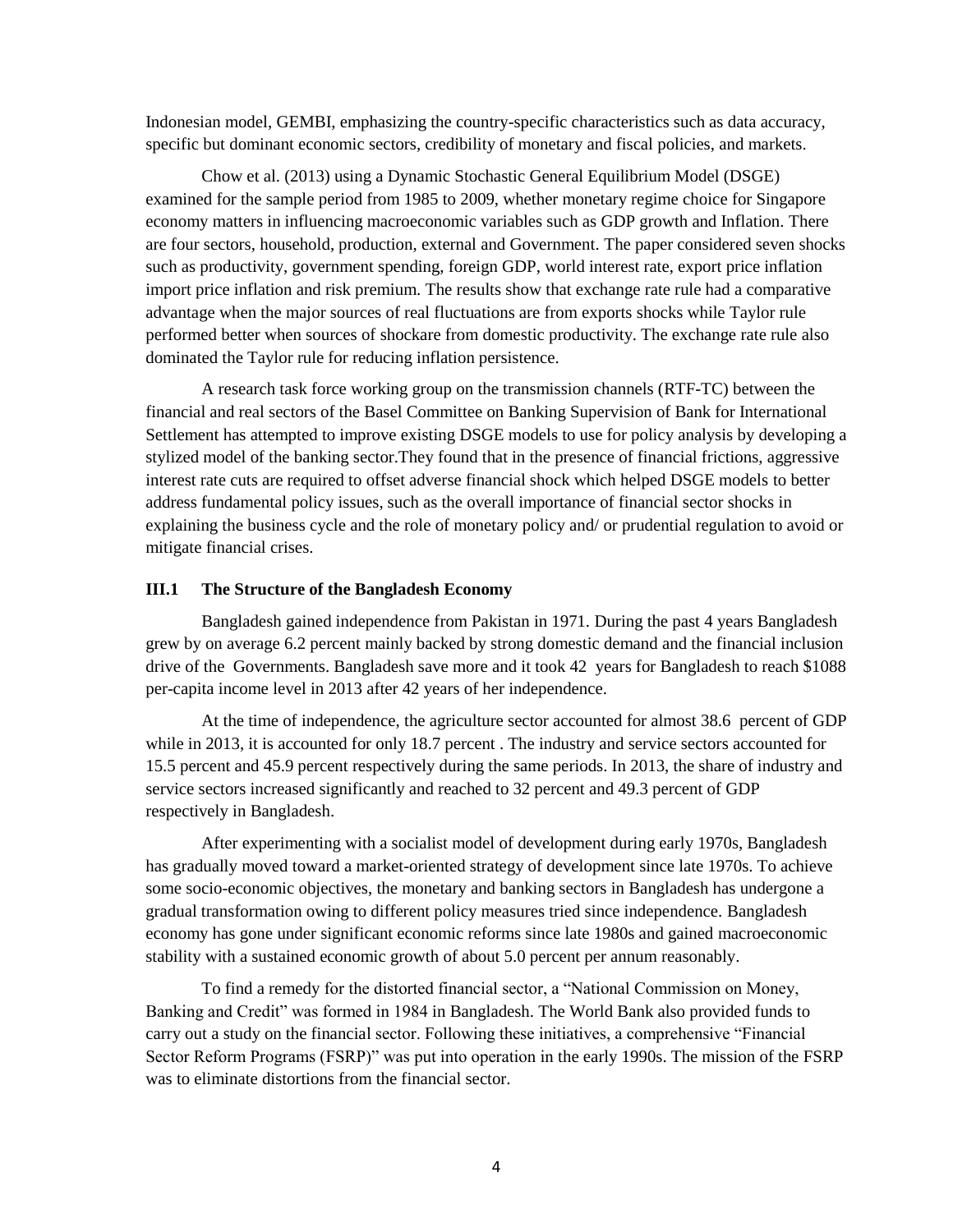Indonesian model, GEMBI, emphasizing the country-specific characteristics such as data accuracy, specific but dominant economic sectors, credibility of monetary and fiscal policies, and markets.

Chow et al. (2013) using a Dynamic Stochastic General Equilibrium Model (DSGE) examined for the sample period from 1985 to 2009, whether monetary regime choice for Singapore economy matters in influencing macroeconomic variables such as GDP growth and Inflation. There are four sectors, household, production, external and Government. The paper considered seven shocks such as productivity, government spending, foreign GDP, world interest rate, export price inflation import price inflation and risk premium. The results show that exchange rate rule had a comparative advantage when the major sources of real fluctuations are from exports shocks while Taylor rule performed better when sources of shockare from domestic productivity. The exchange rate rule also dominated the Taylor rule for reducing inflation persistence.

A research task force working group on the transmission channels (RTF-TC) between the financial and real sectors of the Basel Committee on Banking Supervision of Bank for International Settlement has attempted to improve existing DSGE models to use for policy analysis by developing a stylized model of the banking sector.They found that in the presence of financial frictions, aggressive interest rate cuts are required to offset adverse financial shock which helped DSGE models to better address fundamental policy issues, such as the overall importance of financial sector shocks in explaining the business cycle and the role of monetary policy and/ or prudential regulation to avoid or mitigate financial crises.

### III.1 The Structure of the Bangladesh Economy

Bangladesh gained independence from Pakistan in 1971. During the past 4 years Bangladesh grew by on average 6.2 percent mainly backed by strong domestic demand and the financial inclusion drive of the Governments. Bangladesh save more and it took 42 years for Bangladesh to reach $1088 per-capita income level in 2013 after 42 years of her independence.

At the time of independence, the agriculture sector accounted for almost 38.6 percent of GDP while in 2013, it is accounted for only 18.7 percent . The industry and service sectors accounted for 15.5 percent and 45.9 percent respectively during the same periods. In 2013, the share of industry and service sectors increased significantly and reached to 32 percent and 49.3 percent of GDP respectively in Bangladesh.

After experimenting with a socialist model of development during early 1970s, Bangladesh has gradually moved toward a market-oriented strategy of development since late 1970s. To achieve some socio-economic objectives, the monetary and banking sectors in Bangladesh has undergone a gradual transformation owing to different policy measures tried since independence. Bangladesh economy has gone under significant economic reforms since late 1980s and gained macroeconomic stability with a sustained economic growth of about 5.0 percent per annum reasonably.

To find a remedy for the distorted financial sector, a "National Commission on Money, Banking and Credit" was formed in 1984 in Bangladesh. The World Bank also provided funds to carry out a study on the financial sector. Following these initiatives, a comprehensive "Financial Sector Reform Programs (FSRP)" was put into operation in the early 1990s. The mission of the FSRP was to eliminate distortions from the financial sector.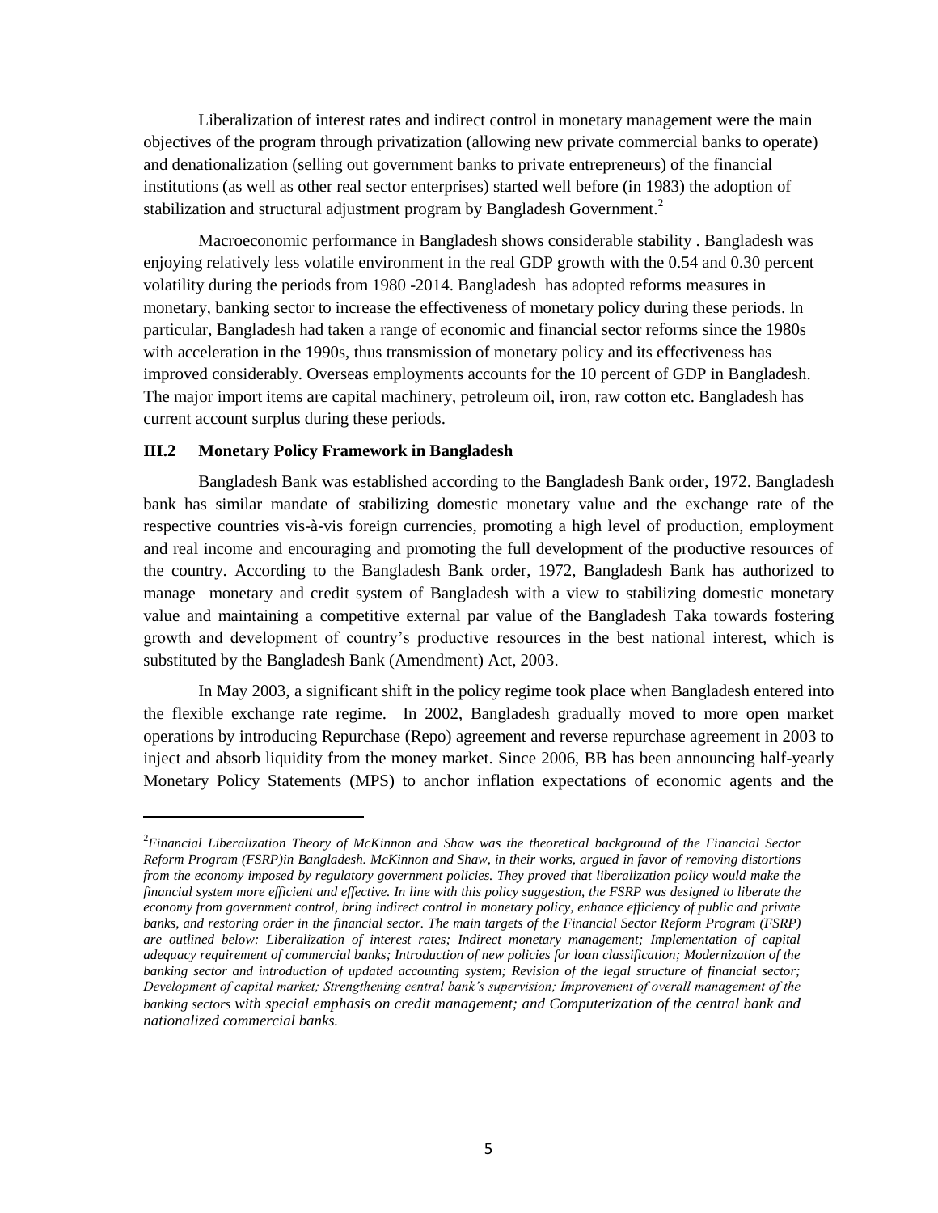Liberalization of interest rates and indirect control in monetary management were the main objectives of the program through privatization (allowing new private commercial banks to operate) and denationalization (selling out government banks to private entrepreneurs) of the financial institutions (as well as other real sector enterprises) started well before (in 1983) the adoption of stabilization and structural adjustment program by Bangladesh Government.[2]

Macroeconomic performance in Bangladesh shows considerable stability . Bangladesh was enjoying relatively less volatile environment in the real GDP growth with the 0.54 and 0.30 percent volatility during the periods from 1980 -2014. Bangladesh has adopted reforms measures in monetary, banking sector to increase the effectiveness of monetary policy during these periods. In particular, Bangladesh had taken a range of economic and financial sector reforms since the 1980s with acceleration in the 1990s, thus transmission of monetary policy and its effectiveness has improved considerably. Overseas employments accounts for the 10 percent of GDP in Bangladesh. The major import items are capital machinery, petroleum oil, iron, raw cotton etc. Bangladesh has current account surplus during these periods.

### III.2 Monetary Policy Framework in Bangladesh

Bangladesh Bank was established according to the Bangladesh Bank order, 1972. Bangladesh bank has similar mandate of stabilizing domestic monetary value and the exchange rate of the respective countries vis-à-vis foreign currencies, promoting a high level of production, employment and real income and encouraging and promoting the full development of the productive resources of the country. According to the Bangladesh Bank order, 1972, Bangladesh Bank has authorized to manage monetary and credit system of Bangladesh with a view to stabilizing domestic monetary value and maintaining a competitive external par value of the Bangladesh Taka towards fostering growth and development of country's productive resources in the best national interest, which is substituted by the Bangladesh Bank (Amendment) Act, 2003.

In May 2003, a significant shift in the policy regime took place when Bangladesh entered into the flexible exchange rate regime. In 2002, Bangladesh gradually moved to more open market operations by introducing Repurchase (Repo) agreement and reverse repurchase agreement in 2003 to inject and absorb liquidity from the money market. Since 2006, BB has been announcing half-yearly Monetary Policy Statements (MPS) to anchor inflation expectations of economic agents and the

---

[2]*Financial Liberalization Theory of McKinnon and Shaw was the theoretical background of the Financial Sector Reform Program (FSRP)in Bangladesh. McKinnon and Shaw, in their works, argued in favor of removing distortions from the economy imposed by regulatory government policies. They proved that liberalization policy would make the financial system more efficient and effective. In line with this policy suggestion, the FSRP was designed to liberate the economy from government control, bring indirect control in monetary policy, enhance efficiency of public and private banks, and restoring order in the financial sector. The main targets of the Financial Sector Reform Program (FSRP) are outlined below: Liberalization of interest rates; Indirect monetary management; Implementation of capital adequacy requirement of commercial banks; Introduction of new policies for loan classification; Modernization of the banking sector and introduction of updated accounting system; Revision of the legal structure of financial sector; Development of capital market; Strengthening central bank's supervision; Improvement of overall management of the banking sectors with special emphasis on credit management; and Computerization of the central bank and nationalized commercial banks.*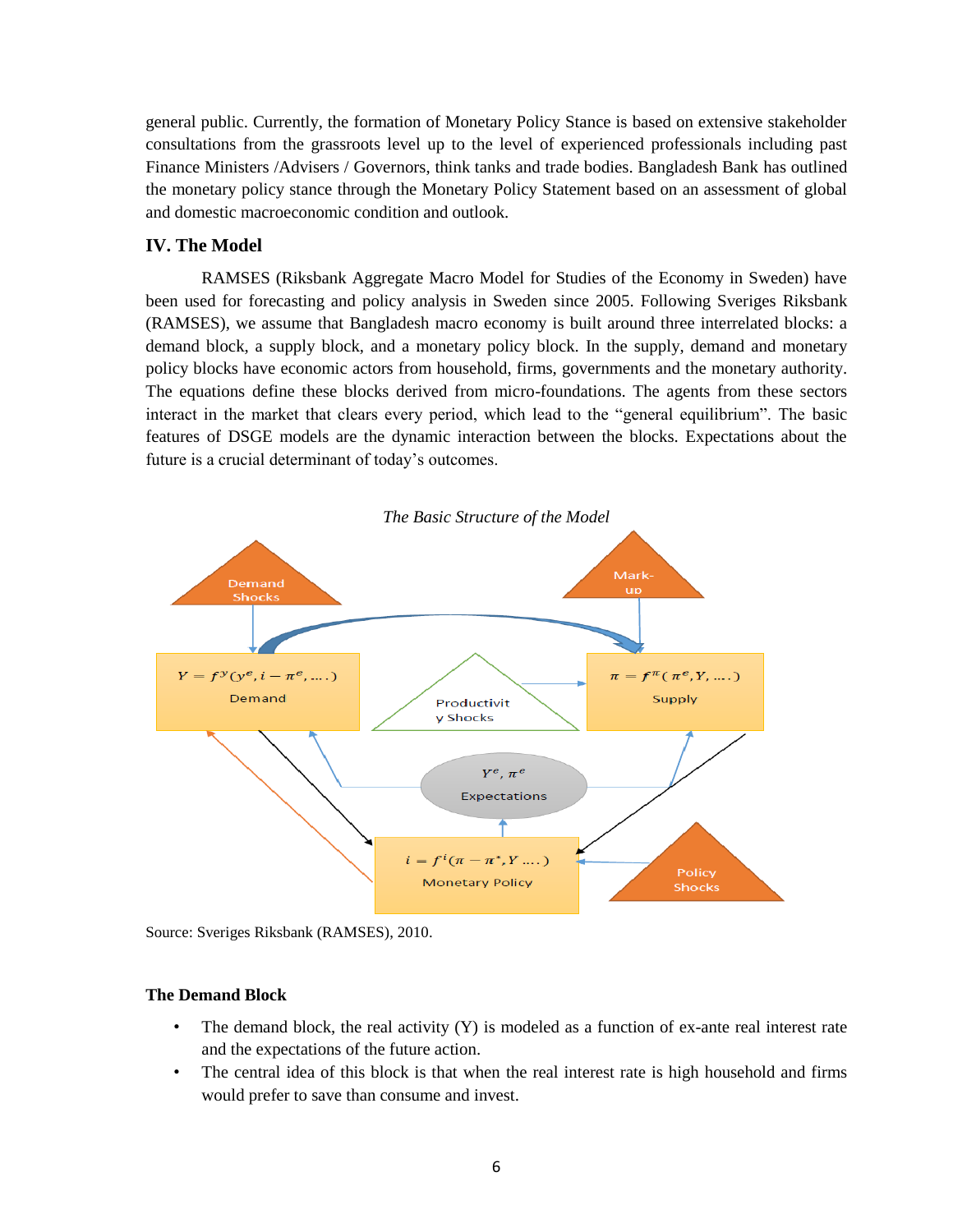general public. Currently, the formation of Monetary Policy Stance is based on extensive stakeholder consultations from the grassroots level up to the level of experienced professionals including past Finance Ministers /Advisers / Governors, think tanks and trade bodies. Bangladesh Bank has outlined the monetary policy stance through the Monetary Policy Statement based on an assessment of global and domestic macroeconomic condition and outlook.

## IV. The Model

RAMSES (Riksbank Aggregate Macro Model for Studies of the Economy in Sweden) have been used for forecasting and policy analysis in Sweden since 2005. Following Sveriges Riksbank (RAMSES), we assume that Bangladesh macro economy is built around three interrelated blocks: a demand block, a supply block, and a monetary policy block. In the supply, demand and monetary policy blocks have economic actors from household, firms, governments and the monetary authority. The equations define these blocks derived from micro-foundations. The agents from these sectors interact in the market that clears every period, which lead to the "general equilibrium". The basic features of DSGE models are the dynamic interaction between the blocks. Expectations about the future is a crucial determinant of today's outcomes.

*The Basic Structure of the Model*

Demand Shocks — Mark-up — Productivity Shocks — Policy Shocks

Demand: $Y = f^{y}(y^{e}, i - \pi^{e}, \ldots)$

Supply: $\pi = f^{\pi}(\pi^{e}, Y, \ldots)$

Expectations: $Y^{e}, \pi^{e}$

Monetary Policy: $i = f^{i}(\pi - \pi^{*}, Y \ldots)$

Source: Sveriges Riksbank (RAMSES), 2010.

### The Demand Block

- The demand block, the real activity (Y) is modeled as a function of ex-ante real interest rate and the expectations of the future action.
- The central idea of this block is that when the real interest rate is high household and firms would prefer to save than consume and invest.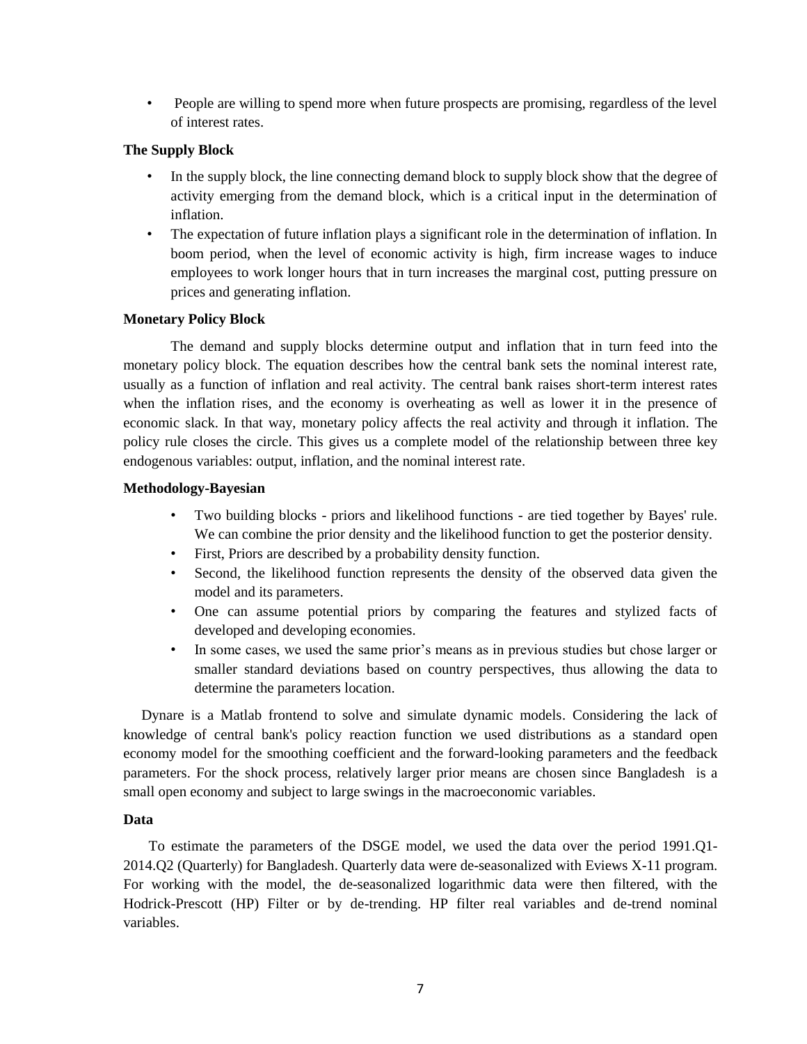- People are willing to spend more when future prospects are promising, regardless of the level of interest rates.

**The Supply Block**

- In the supply block, the line connecting demand block to supply block show that the degree of activity emerging from the demand block, which is a critical input in the determination of inflation.
- The expectation of future inflation plays a significant role in the determination of inflation. In boom period, when the level of economic activity is high, firm increase wages to induce employees to work longer hours that in turn increases the marginal cost, putting pressure on prices and generating inflation.

**Monetary Policy Block**

The demand and supply blocks determine output and inflation that in turn feed into the monetary policy block. The equation describes how the central bank sets the nominal interest rate, usually as a function of inflation and real activity. The central bank raises short-term interest rates when the inflation rises, and the economy is overheating as well as lower it in the presence of economic slack. In that way, monetary policy affects the real activity and through it inflation. The policy rule closes the circle. This gives us a complete model of the relationship between three key endogenous variables: output, inflation, and the nominal interest rate.

**Methodology-Bayesian**

- Two building blocks - priors and likelihood functions - are tied together by Bayes' rule. We can combine the prior density and the likelihood function to get the posterior density.
- First, Priors are described by a probability density function.
- Second, the likelihood function represents the density of the observed data given the model and its parameters.
- One can assume potential priors by comparing the features and stylized facts of developed and developing economies.
- In some cases, we used the same prior's means as in previous studies but chose larger or smaller standard deviations based on country perspectives, thus allowing the data to determine the parameters location.

Dynare is a Matlab frontend to solve and simulate dynamic models. Considering the lack of knowledge of central bank's policy reaction function we used distributions as a standard open economy model for the smoothing coefficient and the forward-looking parameters and the feedback parameters. For the shock process, relatively larger prior means are chosen since Bangladesh is a small open economy and subject to large swings in the macroeconomic variables.

**Data**

To estimate the parameters of the DSGE model, we used the data over the period 1991.Q1-2014.Q2 (Quarterly) for Bangladesh. Quarterly data were de-seasonalized with Eviews X-11 program. For working with the model, the de-seasonalized logarithmic data were then filtered, with the Hodrick-Prescott (HP) Filter or by de-trending. HP filter real variables and de-trend nominal variables.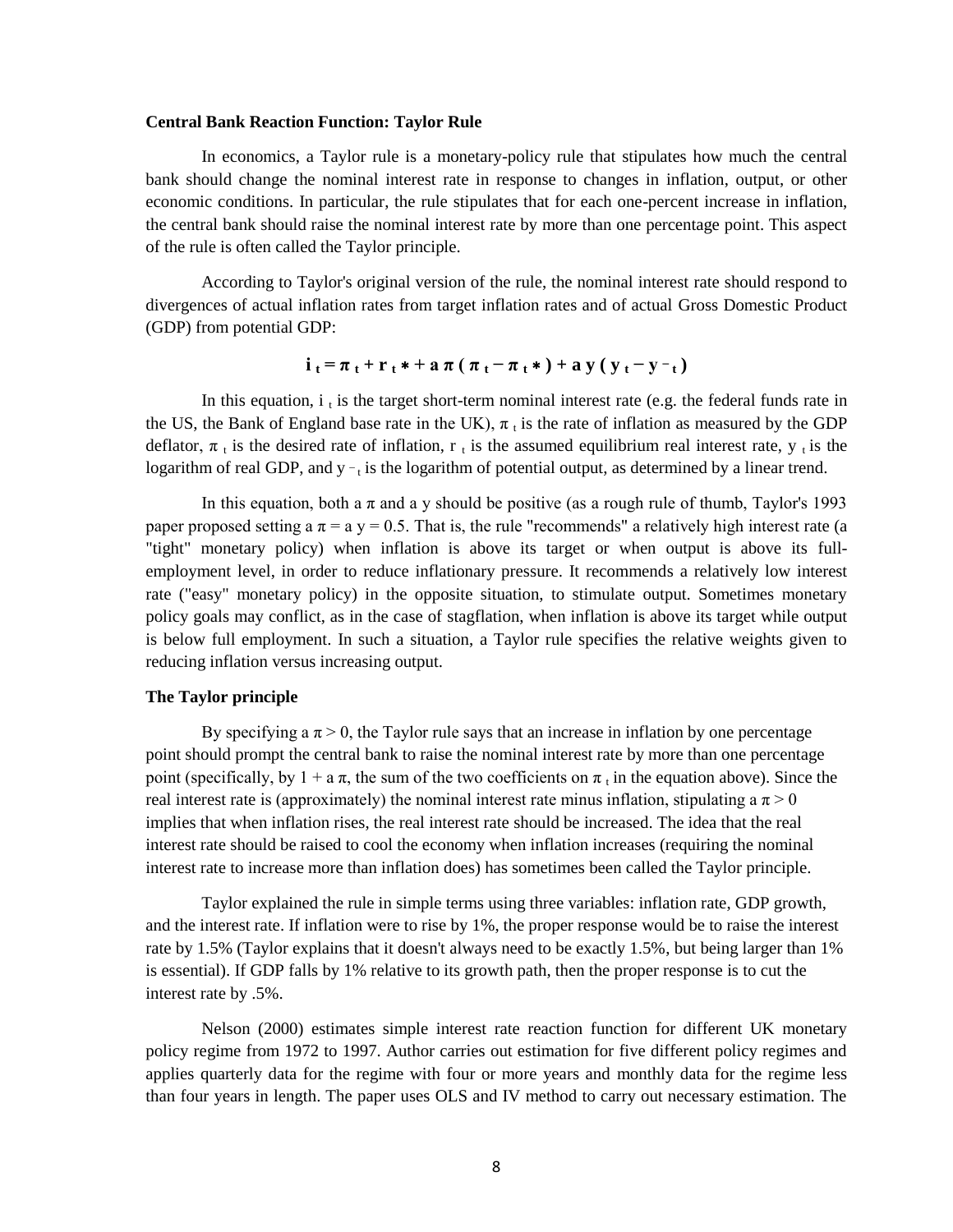**Central Bank Reaction Function: Taylor Rule**

In economics, a Taylor rule is a monetary-policy rule that stipulates how much the central bank should change the nominal interest rate in response to changes in inflation, output, or other economic conditions. In particular, the rule stipulates that for each one-percent increase in inflation, the central bank should raise the nominal interest rate by more than one percentage point. This aspect of the rule is often called the Taylor principle.

According to Taylor's original version of the rule, the nominal interest rate should respond to divergences of actual inflation rates from target inflation rates and of actual Gross Domestic Product (GDP) from potential GDP:

$$\mathbf{i_t = \pi_t + r_t * + a\pi(\pi_t - \pi_t *) + ay(y_t - \bar{y}_t)}$$

In this equation, $i_t$ is the target short-term nominal interest rate (e.g. the federal funds rate in the US, the Bank of England base rate in the UK), $\pi_t$ is the rate of inflation as measured by the GDP deflator, $\pi_t$ is the desired rate of inflation, $r_t$ is the assumed equilibrium real interest rate, $y_t$ is the logarithm of real GDP, and $\bar{y}_t$ is the logarithm of potential output, as determined by a linear trend.

In this equation, both $a\pi$ and $ay$ should be positive (as a rough rule of thumb, Taylor's 1993 paper proposed setting $a\pi = ay = 0.5$. That is, the rule "recommends" a relatively high interest rate (a "tight" monetary policy) when inflation is above its target or when output is above its full-employment level, in order to reduce inflationary pressure. It recommends a relatively low interest rate ("easy" monetary policy) in the opposite situation, to stimulate output. Sometimes monetary policy goals may conflict, as in the case of stagflation, when inflation is above its target while output is below full employment. In such a situation, a Taylor rule specifies the relative weights given to reducing inflation versus increasing output.

**The Taylor principle**

By specifying $a\pi > 0$, the Taylor rule says that an increase in inflation by one percentage point should prompt the central bank to raise the nominal interest rate by more than one percentage point (specifically, by $1 + a\pi$, the sum of the two coefficients on $\pi_t$ in the equation above). Since the real interest rate is (approximately) the nominal interest rate minus inflation, stipulating $a\pi > 0$ implies that when inflation rises, the real interest rate should be increased. The idea that the real interest rate should be raised to cool the economy when inflation increases (requiring the nominal interest rate to increase more than inflation does) has sometimes been called the Taylor principle.

Taylor explained the rule in simple terms using three variables: inflation rate, GDP growth, and the interest rate. If inflation were to rise by 1%, the proper response would be to raise the interest rate by 1.5% (Taylor explains that it doesn't always need to be exactly 1.5%, but being larger than 1% is essential). If GDP falls by 1% relative to its growth path, then the proper response is to cut the interest rate by .5%.

Nelson (2000) estimates simple interest rate reaction function for different UK monetary policy regime from 1972 to 1997. Author carries out estimation for five different policy regimes and applies quarterly data for the regime with four or more years and monthly data for the regime less than four years in length. The paper uses OLS and IV method to carry out necessary estimation. The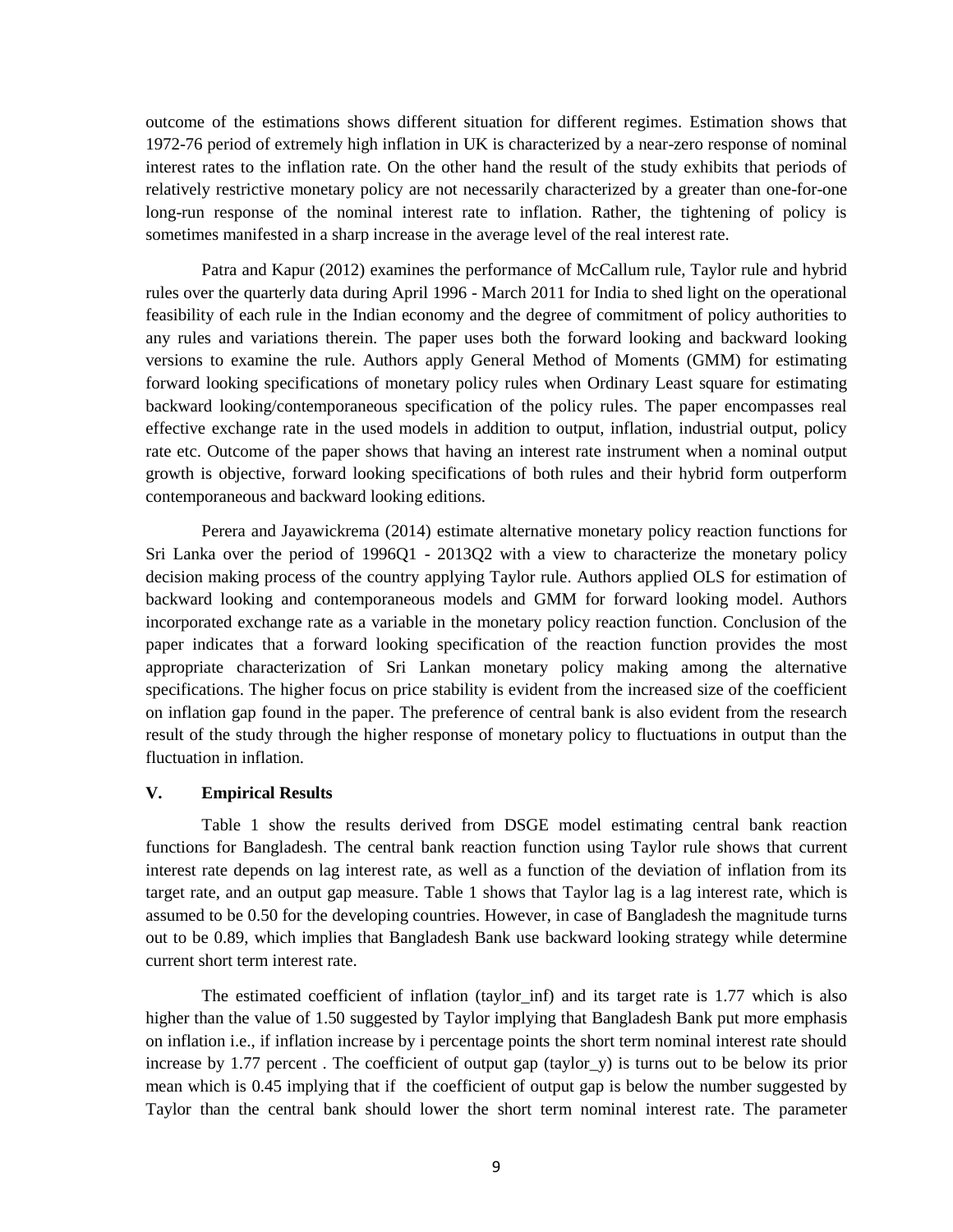outcome of the estimations shows different situation for different regimes. Estimation shows that 1972-76 period of extremely high inflation in UK is characterized by a near-zero response of nominal interest rates to the inflation rate. On the other hand the result of the study exhibits that periods of relatively restrictive monetary policy are not necessarily characterized by a greater than one-for-one long-run response of the nominal interest rate to inflation. Rather, the tightening of policy is sometimes manifested in a sharp increase in the average level of the real interest rate.

Patra and Kapur (2012) examines the performance of McCallum rule, Taylor rule and hybrid rules over the quarterly data during April 1996 - March 2011 for India to shed light on the operational feasibility of each rule in the Indian economy and the degree of commitment of policy authorities to any rules and variations therein. The paper uses both the forward looking and backward looking versions to examine the rule. Authors apply General Method of Moments (GMM) for estimating forward looking specifications of monetary policy rules when Ordinary Least square for estimating backward looking/contemporaneous specification of the policy rules. The paper encompasses real effective exchange rate in the used models in addition to output, inflation, industrial output, policy rate etc. Outcome of the paper shows that having an interest rate instrument when a nominal output growth is objective, forward looking specifications of both rules and their hybrid form outperform contemporaneous and backward looking editions.

Perera and Jayawickrema (2014) estimate alternative monetary policy reaction functions for Sri Lanka over the period of 1996Q1 - 2013Q2 with a view to characterize the monetary policy decision making process of the country applying Taylor rule. Authors applied OLS for estimation of backward looking and contemporaneous models and GMM for forward looking model. Authors incorporated exchange rate as a variable in the monetary policy reaction function. Conclusion of the paper indicates that a forward looking specification of the reaction function provides the most appropriate characterization of Sri Lankan monetary policy making among the alternative specifications. The higher focus on price stability is evident from the increased size of the coefficient on inflation gap found in the paper. The preference of central bank is also evident from the research result of the study through the higher response of monetary policy to fluctuations in output than the fluctuation in inflation.

## V. Empirical Results

Table 1 show the results derived from DSGE model estimating central bank reaction functions for Bangladesh. The central bank reaction function using Taylor rule shows that current interest rate depends on lag interest rate, as well as a function of the deviation of inflation from its target rate, and an output gap measure. Table 1 shows that Taylor lag is a lag interest rate, which is assumed to be 0.50 for the developing countries. However, in case of Bangladesh the magnitude turns out to be 0.89, which implies that Bangladesh Bank use backward looking strategy while determine current short term interest rate.

The estimated coefficient of inflation (taylor_inf) and its target rate is 1.77 which is also higher than the value of 1.50 suggested by Taylor implying that Bangladesh Bank put more emphasis on inflation i.e., if inflation increase by i percentage points the short term nominal interest rate should increase by 1.77 percent . The coefficient of output gap (taylor_y) is turns out to be below its prior mean which is 0.45 implying that if the coefficient of output gap is below the number suggested by Taylor than the central bank should lower the short term nominal interest rate. The parameter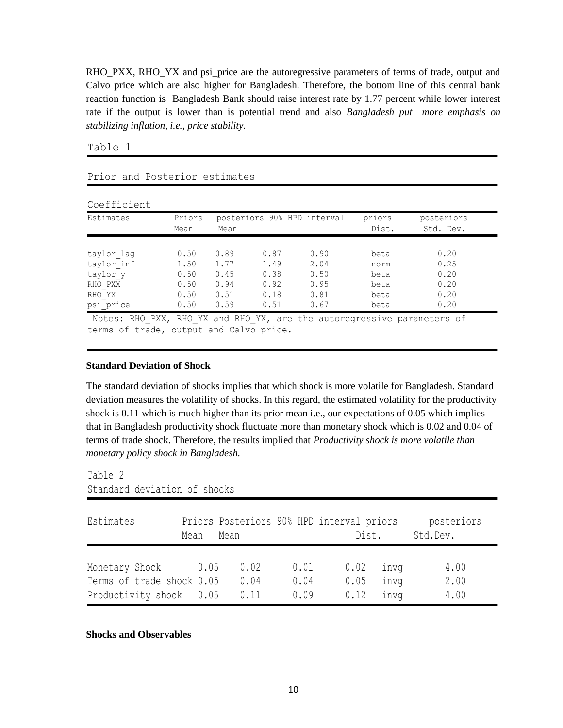RHO_PXX, RHO_YX and psi_price are the autoregressive parameters of terms of trade, output and Calvo price which are also higher for Bangladesh. Therefore, the bottom line of this central bank reaction function is Bangladesh Bank should raise interest rate by 1.77 percent while lower interest rate if the output is lower than is potential trend and also *Bangladesh put more emphasis on stabilizing inflation, i.e., price stability.*

Table 1

Prior and Posterior estimates

Coefficient

| Estimates | Priors Mean | posteriors Mean | 90% HPD interval | | priors Dist. | posteriors Std. Dev. |
|---|---|---|---|---|---|---|
| taylor_lag | 0.50 | 0.89 | 0.87 | 0.90 | beta | 0.20 |
| taylor_inf | 1.50 | 1.77 | 1.49 | 2.04 | norm | 0.25 |
| taylor_y | 0.50 | 0.45 | 0.38 | 0.50 | beta | 0.20 |
| RHO_PXX | 0.50 | 0.94 | 0.92 | 0.95 | beta | 0.20 |
| RHO_YX | 0.50 | 0.51 | 0.18 | 0.81 | beta | 0.20 |
| psi_price | 0.50 | 0.59 | 0.51 | 0.67 | beta | 0.20 |

Notes: RHO_PXX, RHO_YX and RHO_YX, are the autoregressive parameters of terms of trade, output and Calvo price.

**Standard Deviation of Shock**

The standard deviation of shocks implies that which shock is more volatile for Bangladesh. Standard deviation measures the volatility of shocks. In this regard, the estimated volatility for the productivity shock is 0.11 which is much higher than its prior mean i.e., our expectations of 0.05 which implies that in Bangladesh productivity shock fluctuate more than monetary shock which is 0.02 and 0.04 of terms of trade shock. Therefore, the results implied that *Productivity shock is more volatile than monetary policy shock in Bangladesh.*

Table 2
Standard deviation of shocks

| Estimates | Priors Mean | Posteriors Mean | 90% HPD interval | | priors Dist. | posteriors Std.Dev. |
|---|---|---|---|---|---|---|
| Monetary Shock | 0.05 | 0.02 | 0.01 | 0.02 | invg | 4.00 |
| Terms of trade shock | 0.05 | 0.04 | 0.04 | 0.05 | invg | 2.00 |
| Productivity shock | 0.05 | 0.11 | 0.09 | 0.12 | invg | 4.00 |

**Shocks and Observables**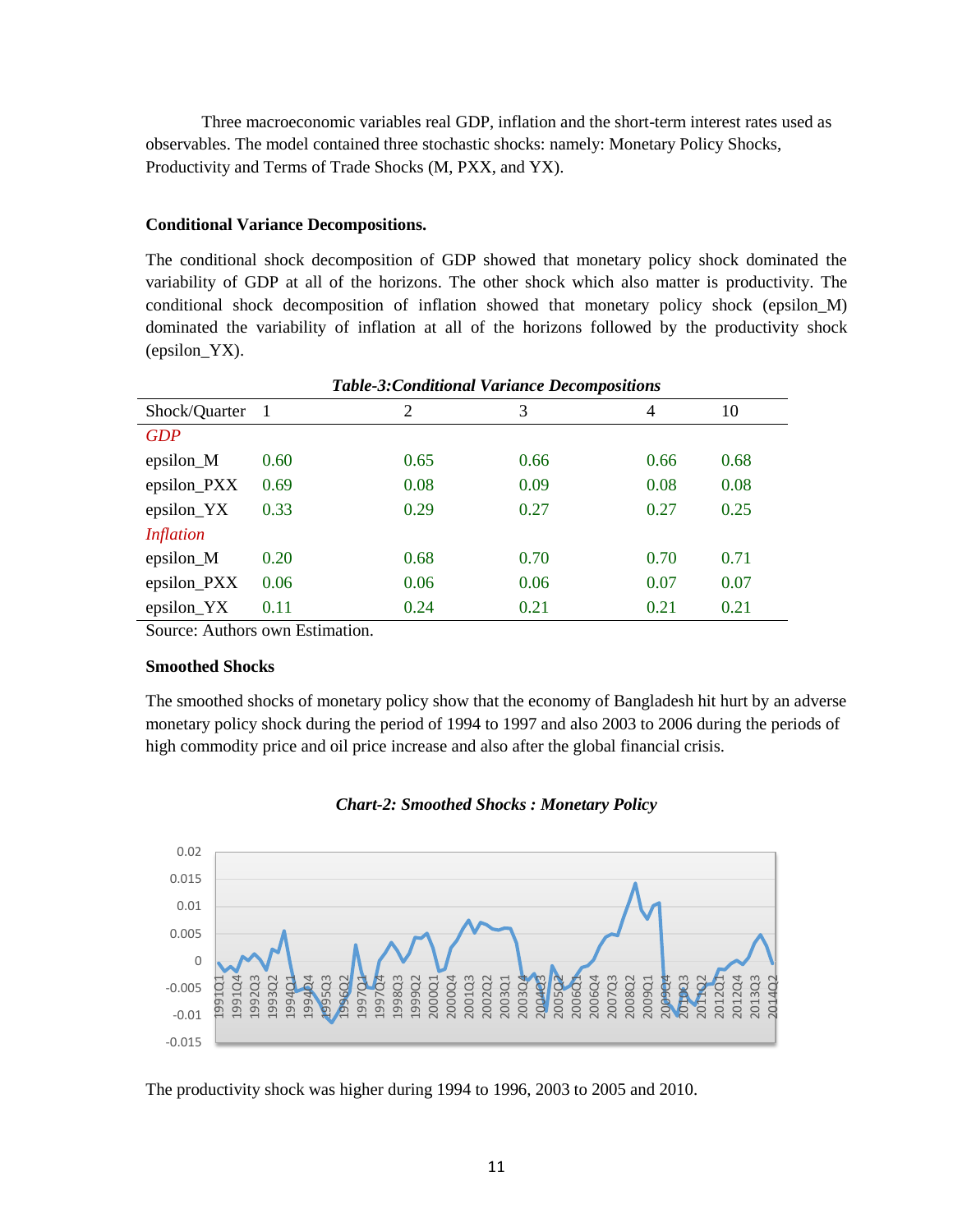Three macroeconomic variables real GDP, inflation and the short-term interest rates used as observables. The model contained three stochastic shocks: namely: Monetary Policy Shocks, Productivity and Terms of Trade Shocks (M, PXX, and YX).

### Conditional Variance Decompositions.

The conditional shock decomposition of GDP showed that monetary policy shock dominated the variability of GDP at all of the horizons. The other shock which also matter is productivity. The conditional shock decomposition of inflation showed that monetary policy shock (epsilon_M) dominated the variability of inflation at all of the horizons followed by the productivity shock (epsilon_YX).

***Table-3:Conditional Variance Decompositions***

| Shock/Quarter | 1 | 2 | 3 | 4 | 10 |
|---|---|---|---|---|---|
| *GDP* | | | | | |
| epsilon_M | 0.60 | 0.65 | 0.66 | 0.66 | 0.68 |
| epsilon_PXX | 0.69 | 0.08 | 0.09 | 0.08 | 0.08 |
| epsilon_YX | 0.33 | 0.29 | 0.27 | 0.27 | 0.25 |
| *Inflation* | | | | | |
| epsilon_M | 0.20 | 0.68 | 0.70 | 0.70 | 0.71 |
| epsilon_PXX | 0.06 | 0.06 | 0.06 | 0.07 | 0.07 |
| epsilon_YX | 0.11 | 0.24 | 0.21 | 0.21 | 0.21 |

Source: Authors own Estimation.

### Smoothed Shocks

The smoothed shocks of monetary policy show that the economy of Bangladesh hit hurt by an adverse monetary policy shock during the period of 1994 to 1997 and also 2003 to 2006 during the periods of high commodity price and oil price increase and also after the global financial crisis.

***Chart-2: Smoothed Shocks : Monetary Policy***

The productivity shock was higher during 1994 to 1996, 2003 to 2005 and 2010.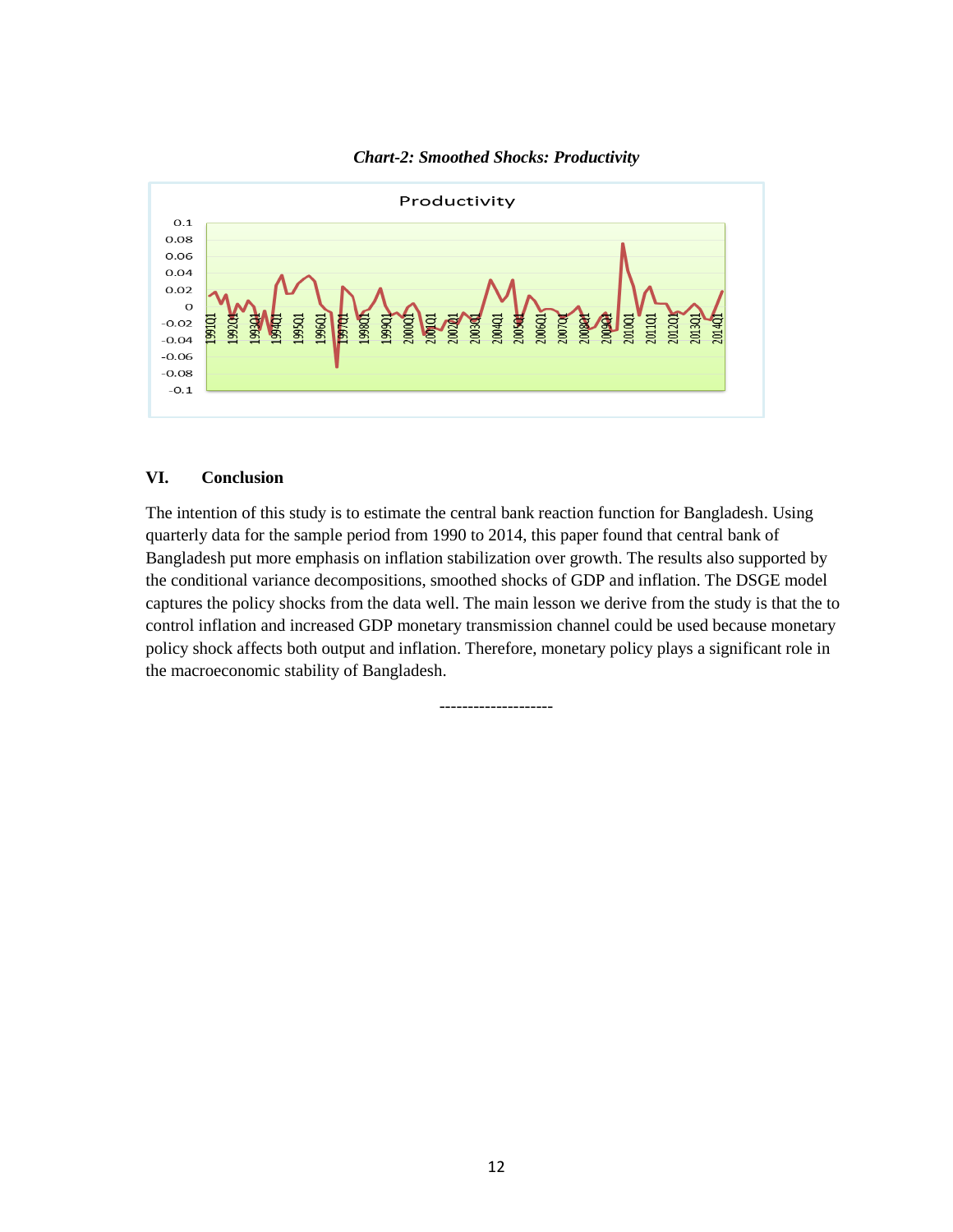***Chart-2: Smoothed Shocks: Productivity***

### VI. Conclusion

The intention of this study is to estimate the central bank reaction function for Bangladesh. Using quarterly data for the sample period from 1990 to 2014, this paper found that central bank of Bangladesh put more emphasis on inflation stabilization over growth. The results also supported by the conditional variance decompositions, smoothed shocks of GDP and inflation. The DSGE model captures the policy shocks from the data well. The main lesson we derive from the study is that the to control inflation and increased GDP monetary transmission channel could be used because monetary policy shock affects both output and inflation. Therefore, monetary policy plays a significant role in the macroeconomic stability of Bangladesh.

--------------------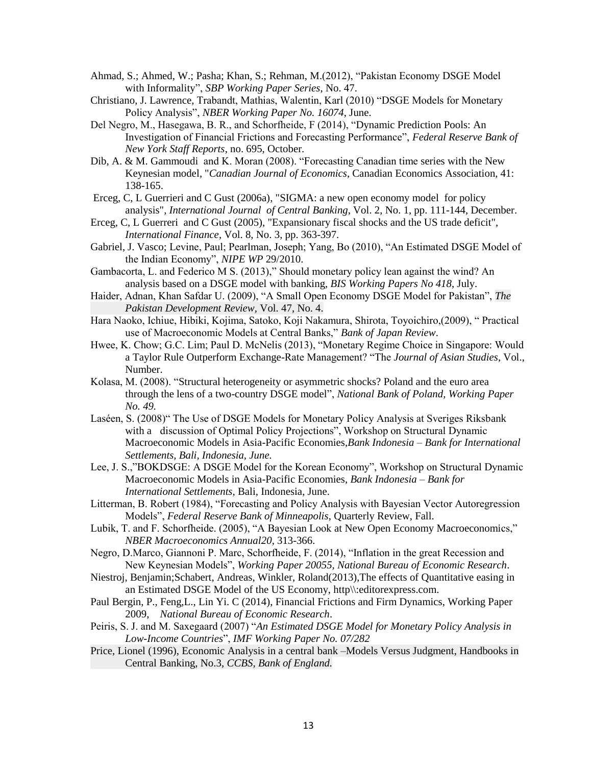Ahmad, S.; Ahmed, W.; Pasha; Khan, S.; Rehman, M.(2012), "Pakistan Economy DSGE Model with Informality", *SBP Working Paper Series*, No. 47.

Christiano, J. Lawrence, Trabandt, Mathias, Walentin, Karl (2010) "DSGE Models for Monetary Policy Analysis", *NBER Working Paper No. 16074*, June.

Del Negro, M., Hasegawa, B. R., and Schorfheide, F (2014), "Dynamic Prediction Pools: An Investigation of Financial Frictions and Forecasting Performance", *Federal Reserve Bank of New York Staff Reports*, no. 695, October.

Dib, A. & M. Gammoudi and K. Moran (2008). "Forecasting Canadian time series with the New Keynesian model, "*Canadian Journal of Economics*, Canadian Economics Association, 41: 138-165.

Erceg, C, L Guerrieri and C Gust (2006a), "SIGMA: a new open economy model for policy analysis", *International Journal of Central Banking*, Vol. 2, No. 1, pp. 111-144, December.

Erceg, C, L Guerreri and C Gust (2005), "Expansionary fiscal shocks and the US trade deficit", *International Finance*, Vol. 8, No. 3, pp. 363-397.

Gabriel, J. Vasco; Levine, Paul; Pearlman, Joseph; Yang, Bo (2010), "An Estimated DSGE Model of the Indian Economy", *NIPE WP* 29/2010.

Gambacorta, L. and Federico M S. (2013)," Should monetary policy lean against the wind? An analysis based on a DSGE model with banking, *BIS Working Papers No 418*, July.

Haider, Adnan, Khan Safdar U. (2009), "A Small Open Economy DSGE Model for Pakistan", *The Pakistan Development Review,* Vol. 47, No. 4.

Hara Naoko, Ichiue, Hibiki, Kojima, Satoko, Koji Nakamura, Shirota, Toyoichiro,(2009), " Practical use of Macroeconomic Models at Central Banks," *Bank of Japan Review*.

Hwee, K. Chow; G.C. Lim; Paul D. McNelis (2013), "Monetary Regime Choice in Singapore: Would a Taylor Rule Outperform Exchange-Rate Management? "The *Journal of Asian Studies*, Vol., Number.

Kolasa, M. (2008). "Structural heterogeneity or asymmetric shocks? Poland and the euro area through the lens of a two-country DSGE model", *National Bank of Poland, Working Paper No. 49.*

Laséen, S. (2008)" The Use of DSGE Models for Monetary Policy Analysis at Sveriges Riksbank with a discussion of Optimal Policy Projections", Workshop on Structural Dynamic Macroeconomic Models in Asia-Pacific Economies,*Bank Indonesia – Bank for International Settlements, Bali, Indonesia, June.*

Lee, J. S.,"BOKDSGE: A DSGE Model for the Korean Economy", Workshop on Structural Dynamic Macroeconomic Models in Asia-Pacific Economies, *Bank Indonesia – Bank for International Settlements,* Bali, Indonesia, June.

Litterman, B. Robert (1984), "Forecasting and Policy Analysis with Bayesian Vector Autoregression Models", *Federal Reserve Bank of Minneapolis*, Quarterly Review, Fall.

Lubik, T. and F. Schorfheide. (2005), "A Bayesian Look at New Open Economy Macroeconomics," *NBER Macroeconomics Annual20,* 313-366.

Negro, D.Marco, Giannoni P. Marc, Schorfheide, F. (2014), "Inflation in the great Recession and New Keynesian Models", *Working Paper 20055, National Bureau of Economic Research*.

Niestroj, Benjamin;Schabert, Andreas, Winkler, Roland(2013),The effects of Quantitative easing in an Estimated DSGE Model of the US Economy, http\\:editorexpress.com.

Paul Bergin, P., Feng,L., Lin Yi. C (2014), Financial Frictions and Firm Dynamics, Working Paper 2009, *National Bureau of Economic Research*.

Peiris, S. J. and M. Saxegaard (2007) "*An Estimated DSGE Model for Monetary Policy Analysis in Low-Income Countries*", *IMF Working Paper No. 07/282*

Price, Lionel (1996), Economic Analysis in a central bank –Models Versus Judgment, Handbooks in Central Banking, No.3, *CCBS, Bank of England.*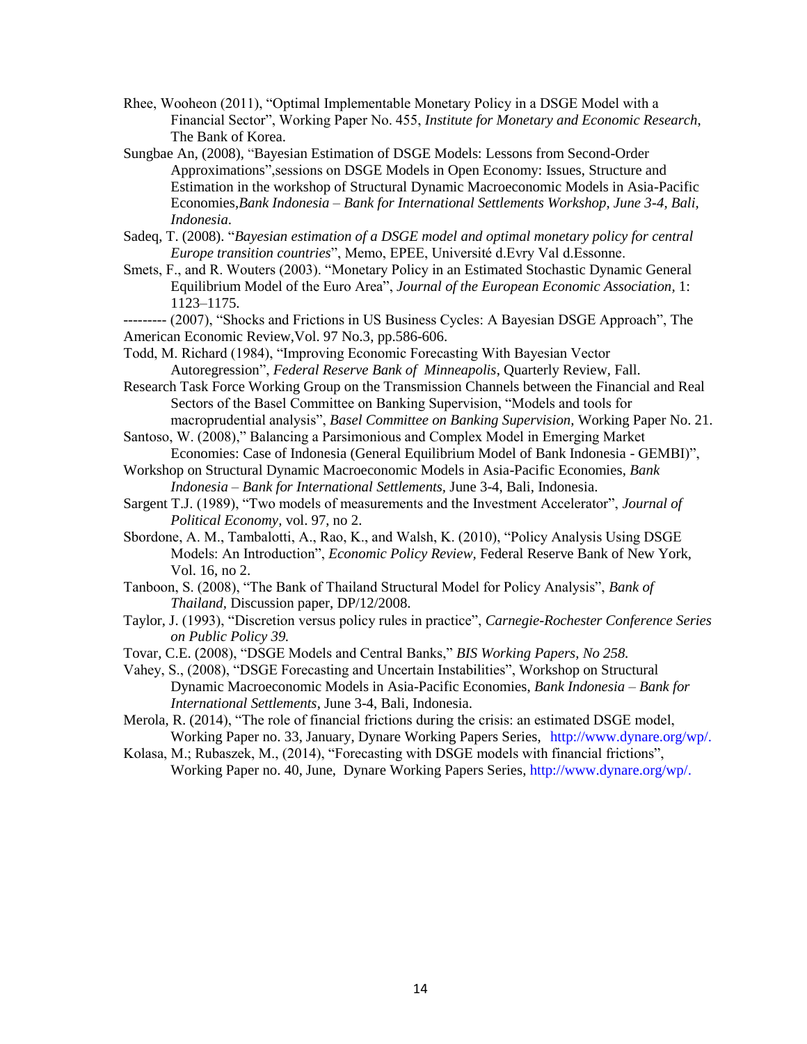Rhee, Wooheon (2011), "Optimal Implementable Monetary Policy in a DSGE Model with a Financial Sector", Working Paper No. 455, *Institute for Monetary and Economic Research*, The Bank of Korea.

Sungbae An, (2008), "Bayesian Estimation of DSGE Models: Lessons from Second-Order Approximations",sessions on DSGE Models in Open Economy: Issues, Structure and Estimation in the workshop of Structural Dynamic Macroeconomic Models in Asia-Pacific Economies,*Bank Indonesia – Bank for International Settlements Workshop, June 3-4, Bali, Indonesia*.

Sadeq, T. (2008). "*Bayesian estimation of a DSGE model and optimal monetary policy for central Europe transition countries*", Memo, EPEE, Université d.Evry Val d.Essonne.

Smets, F., and R. Wouters (2003). "Monetary Policy in an Estimated Stochastic Dynamic General Equilibrium Model of the Euro Area", *Journal of the European Economic Association*, 1: 1123–1175.

--------- (2007), "Shocks and Frictions in US Business Cycles: A Bayesian DSGE Approach", The American Economic Review,Vol. 97 No.3, pp.586-606.

Todd, M. Richard (1984), "Improving Economic Forecasting With Bayesian Vector Autoregression", *Federal Reserve Bank of Minneapolis*, Quarterly Review, Fall.

Research Task Force Working Group on the Transmission Channels between the Financial and Real Sectors of the Basel Committee on Banking Supervision, "Models and tools for macroprudential analysis", *Basel Committee on Banking Supervision,* Working Paper No. 21.

Santoso, W. (2008)," Balancing a Parsimonious and Complex Model in Emerging Market Economies: Case of Indonesia (General Equilibrium Model of Bank Indonesia - GEMBI)", Workshop on Structural Dynamic Macroeconomic Models in Asia-Pacific Economies, *Bank Indonesia – Bank for International Settlements,* June 3-4, Bali, Indonesia.

Sargent T.J. (1989), "Two models of measurements and the Investment Accelerator", *Journal of Political Economy*, vol. 97, no 2.

Sbordone, A. M., Tambalotti, A., Rao, K., and Walsh, K. (2010), "Policy Analysis Using DSGE Models: An Introduction", *Economic Policy Review,* Federal Reserve Bank of New York, Vol. 16, no 2.

Tanboon, S. (2008), "The Bank of Thailand Structural Model for Policy Analysis", *Bank of Thailand,* Discussion paper, DP/12/2008.

Taylor, J. (1993), "Discretion versus policy rules in practice", *Carnegie-Rochester Conference Series on Public Policy 39.*

Tovar, C.E. (2008), "DSGE Models and Central Banks," *BIS Working Papers, No 258.*

Vahey, S., (2008), "DSGE Forecasting and Uncertain Instabilities", Workshop on Structural Dynamic Macroeconomic Models in Asia-Pacific Economies, *Bank Indonesia – Bank for International Settlements*, June 3-4, Bali, Indonesia.

Merola, R. (2014), "The role of financial frictions during the crisis: an estimated DSGE model, Working Paper no. 33, January, Dynare Working Papers Series, http://www.dynare.org/wp/.

Kolasa, M.; Rubaszek, M., (2014), "Forecasting with DSGE models with financial frictions", Working Paper no. 40, June, Dynare Working Papers Series, http://www.dynare.org/wp/.